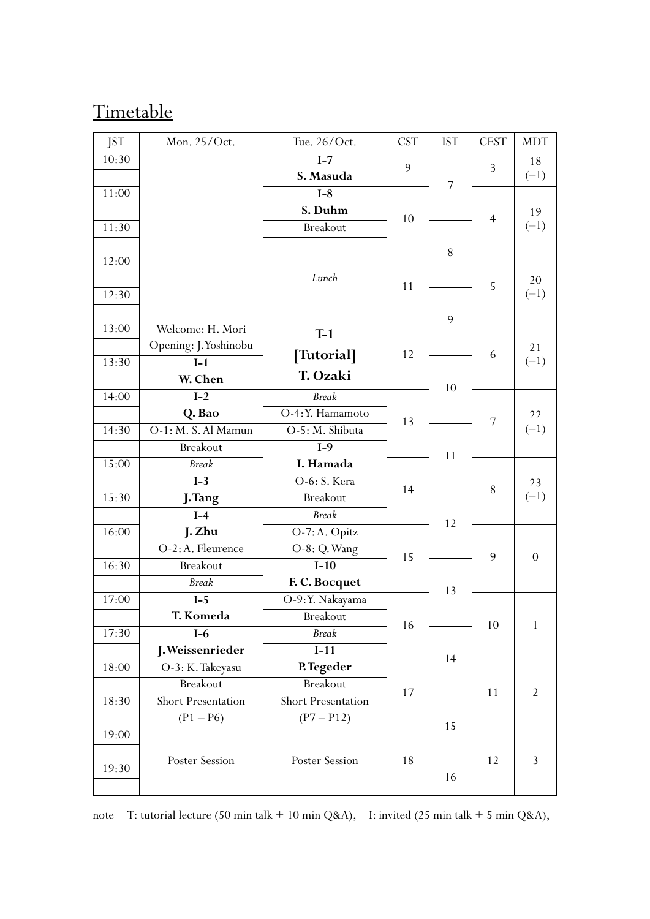# Timetable

| JST | Mon. 25/Oct. | Tue. 26/Oct. | CST | IST | CEST | MDT |
|---|---|---|---|---|---|---|
| 10:30 | | **I-7** | 9 | 7 | 3 | 18 (−1) |
| | | **S. Masuda** | | | | |
| 11:00 | | **I-8** | 10 | | 4 | 19 (−1) |
| | | **S. Duhm** | | 8 | | |
| 11:30 | | Breakout | | | | |
| | | *Lunch* | | | | |
| 12:00 | | | 11 | | 5 | 20 (−1) |
| | | | | 9 | | |
| 12:30 | | | | | | |
| | | | | | | |
| 13:00 | Welcome: H. Mori | **T-1** | 12 | | 6 | 21 (−1) |
| | Opening: J. Yoshinobu | **[Tutorial]** | | 10 | | |
| 13:30 | **I-1** | **T. Ozaki** | | | | |
| | **W. Chen** | | | | | |
| 14:00 | **I-2** | *Break* | 13 | | 7 | 22 (−1) |
| | **Q. Bao** | O-4: Y. Hamamoto | | 11 | | |
| 14:30 | O-1: M. S. Al Mamun | O-5: M. Shibuta | | | | |
| | Breakout | **I-9** | | | | |
| 15:00 | *Break* | **I. Hamada** | 14 | | 8 | 23 (−1) |
| | **I-3** | O-6: S. Kera | | 12 | | |
| 15:30 | **J. Tang** | Breakout | | | | |
| | **I-4** | *Break* | | | | |
| 16:00 | **J. Zhu** | O-7: A. Opitz | 15 | | 9 | 0 |
| | O-2: A. Fleurence | O-8: Q. Wang | | 13 | | |
| 16:30 | Breakout | **I-10** | | | | |
| | *Break* | **F. C. Bocquet** | | | | |
| 17:00 | **I-5** | O-9: Y. Nakayama | 16 | | 10 | 1 |
| | **T. Komeda** | Breakout | | 14 | | |
| 17:30 | **I-6** | *Break* | | | | |
| | **J. Weissenrieder** | **I-11** | | | | |
| 18:00 | O-3: K. Takeyasu | **P. Tegeder** | 17 | | 11 | 2 |
| | Breakout | Breakout | | 15 | | |
| 18:30 | Short Presentation | Short Presentation | | | | |
| | (P1 – P6) | (P7 – P12) | | | | |
| 19:00 | Poster Session | Poster Session | 18 | | 12 | 3 |
| | | | | 16 | | |
| 19:30 | | | | | | |
| | | | | | | |

note T: tutorial lecture (50 min talk + 10 min Q&A), I: invited (25 min talk + 5 min Q&A),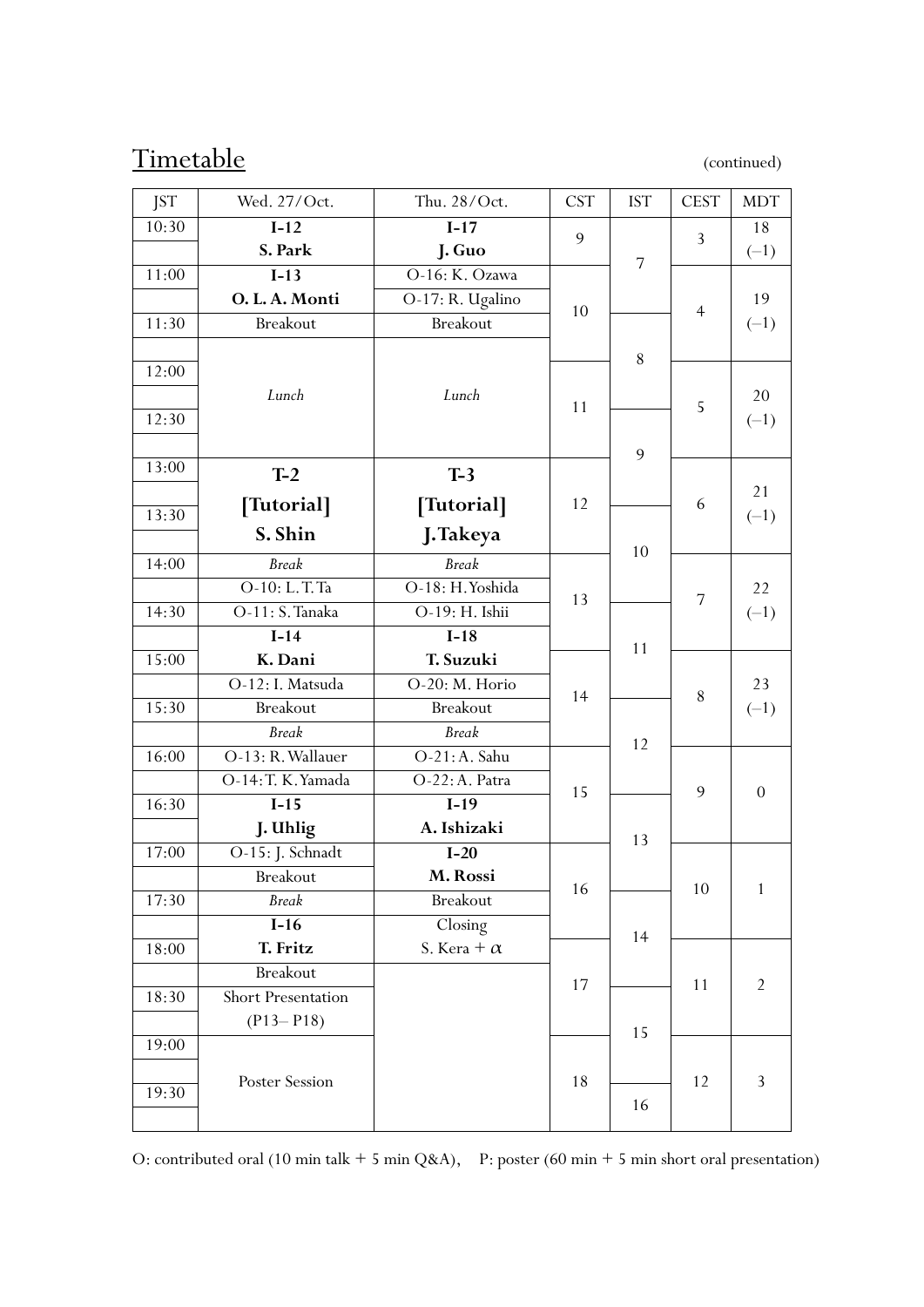## Timetable

(continued)

| JST | Wed. 27/Oct. | Thu. 28/Oct. | CST | IST | CEST | MDT |
|---|---|---|---|---|---|---|
| 10:30 | **I-12** | **I-17** | 9 | 7 | 3 | 18 |
| | **S. Park** | **J. Guo** | | | | (−1) |
| 11:00 | **I-13** | O-16: K. Ozawa | 10 | | 4 | 19 |
| | **O. L. A. Monti** | O-17: R. Ugalino | | | | (−1) |
| 11:30 | Breakout | Breakout | | 8 | | |
| | *Lunch* | *Lunch* | | | | |
| 12:00 | | | 11 | | 5 | 20 |
| | | | | | | (−1) |
| 12:30 | | | | 9 | | |
| | | | | | | |
| 13:00 | **T-2** | **T-3** | 12 | | 6 | 21 |
| | **[Tutorial]** | **[Tutorial]** | | | | (−1) |
| 13:30 | **S. Shin** | **J. Takeya** | | 10 | | |
| | | | | | | |
| 14:00 | *Break* | *Break* | 13 | | 7 | 22 |
| | O-10: L. T. Ta | O-18: H. Yoshida | | | | (−1) |
| 14:30 | O-11: S. Tanaka | O-19: H. Ishii | | 11 | | |
| | **I-14** | **I-18** | | | | |
| 15:00 | **K. Dani** | **T. Suzuki** | 14 | | 8 | 23 |
| | O-12: I. Matsuda | O-20: M. Horio | | | | (−1) |
| 15:30 | Breakout | Breakout | | 12 | | |
| | *Break* | *Break* | | | | |
| 16:00 | O-13: R. Wallauer | O-21: A. Sahu | 15 | | 9 | 0 |
| | O-14: T. K. Yamada | O-22: A. Patra | | | | |
| 16:30 | **I-15** | **I-19** | | 13 | | |
| | **J. Uhlig** | **A. Ishizaki** | | | | |
| 17:00 | O-15: J. Schnadt | **I-20** | 16 | | 10 | 1 |
| | Breakout | **M. Rossi** | | | | |
| 17:30 | *Break* | Breakout | | 14 | | |
| | **I-16** | Closing | | | | |
| 18:00 | **T. Fritz** | S. Kera + $\alpha$ | 17 | | 11 | 2 |
| | Breakout | | | | | |
| 18:30 | Short Presentation (P13– P18) | | | 15 | | |
| | | | | | | |
| 19:00 | Poster Session | | 18 | | 12 | 3 |
| | | | | | | |
| 19:30 | | | | 16 | | |
| | | | | | | |

O: contributed oral (10 min talk + 5 min Q&A), P: poster (60 min + 5 min short oral presentation)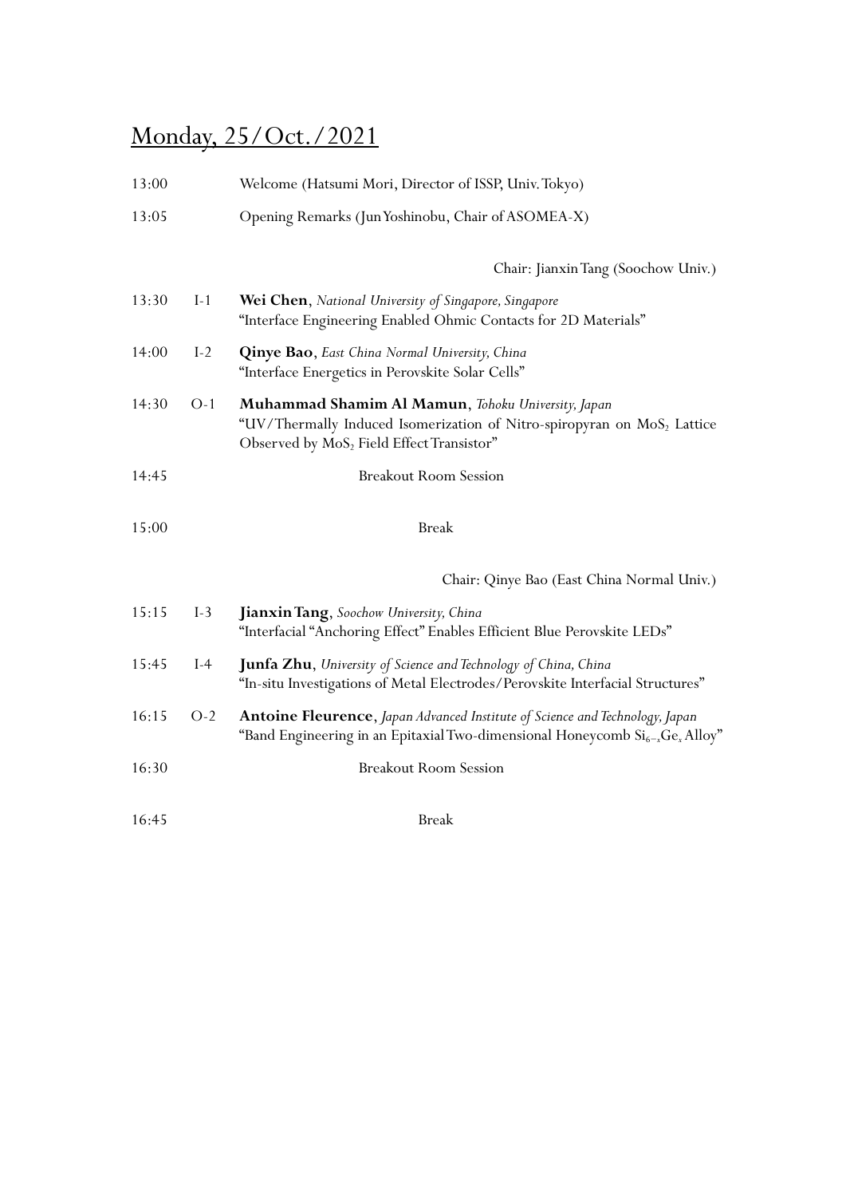## Monday, 25/Oct./2021

13:00 Welcome (Hatsumi Mori, Director of ISSP, Univ. Tokyo)

13:05 Opening Remarks (Jun Yoshinobu, Chair of ASOMEA-X)

Chair: Jianxin Tang (Soochow Univ.)

13:30 I-1 **Wei Chen**, *National University of Singapore, Singapore*
"Interface Engineering Enabled Ohmic Contacts for 2D Materials"

14:00 I-2 **Qinye Bao**, *East China Normal University, China*
"Interface Energetics in Perovskite Solar Cells"

14:30 O-1 **Muhammad Shamim Al Mamun**, *Tohoku University, Japan*
"UV/Thermally Induced Isomerization of Nitro-spiropyran on $MoS_2$ Lattice Observed by $MoS_2$ Field Effect Transistor"

14:45 Breakout Room Session

15:00 Break

Chair: Qinye Bao (East China Normal Univ.)

15:15 I-3 **Jianxin Tang**, *Soochow University, China*
"Interfacial "Anchoring Effect" Enables Efficient Blue Perovskite LEDs"

15:45 I-4 **Junfa Zhu**, *University of Science and Technology of China, China*
"In-situ Investigations of Metal Electrodes/Perovskite Interfacial Structures"

16:15 O-2 **Antoine Fleurence**, *Japan Advanced Institute of Science and Technology, Japan*
"Band Engineering in an Epitaxial Two-dimensional Honeycomb $Si_{6-x}Ge_x$ Alloy"

16:30 Breakout Room Session

16:45 Break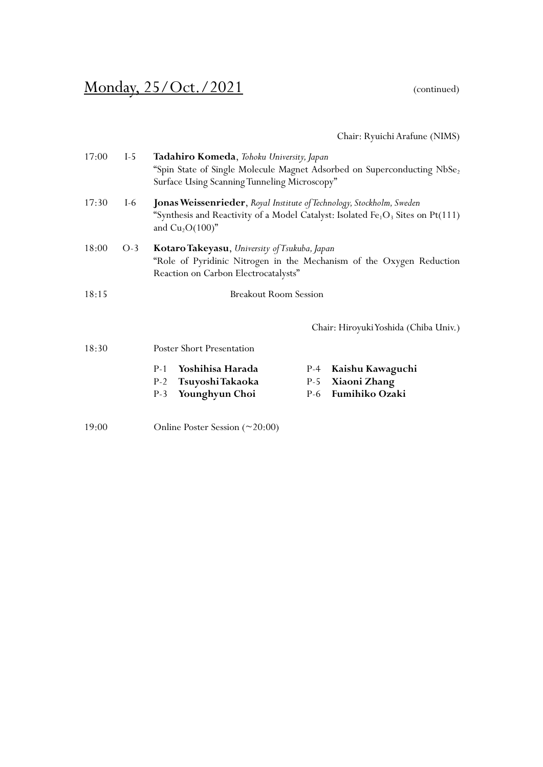## Monday, 25/Oct./2021 (continued)

Chair: Ryuichi Arafune (NIMS)

17:00 I-5 **Tadahiro Komeda**, *Tohoku University, Japan*
"Spin State of Single Molecule Magnet Adsorbed on Superconducting $NbSe_2$ Surface Using Scanning Tunneling Microscopy"

17:30 I-6 **Jonas Weissenrieder**, *Royal Institute of Technology, Stockholm, Sweden*
"Synthesis and Reactivity of a Model Catalyst: Isolated $Fe_1O_3$ Sites on Pt(111) and $Cu_2O(100)$"

18:00 O-3 **Kotaro Takeyasu**, *University of Tsukuba, Japan*
"Role of Pyridinic Nitrogen in the Mechanism of the Oxygen Reduction Reaction on Carbon Electrocatalysts"

18:15 Breakout Room Session

Chair: Hiroyuki Yoshida (Chiba Univ.)

18:30 Poster Short Presentation

- P-1 **Yoshihisa Harada**
- P-2 **Tsuyoshi Takaoka**
- P-3 **Younghyun Choi**
- P-4 **Kaishu Kawaguchi**
- P-5 **Xiaoni Zhang**
- P-6 **Fumihiko Ozaki**

19:00 Online Poster Session (~20:00)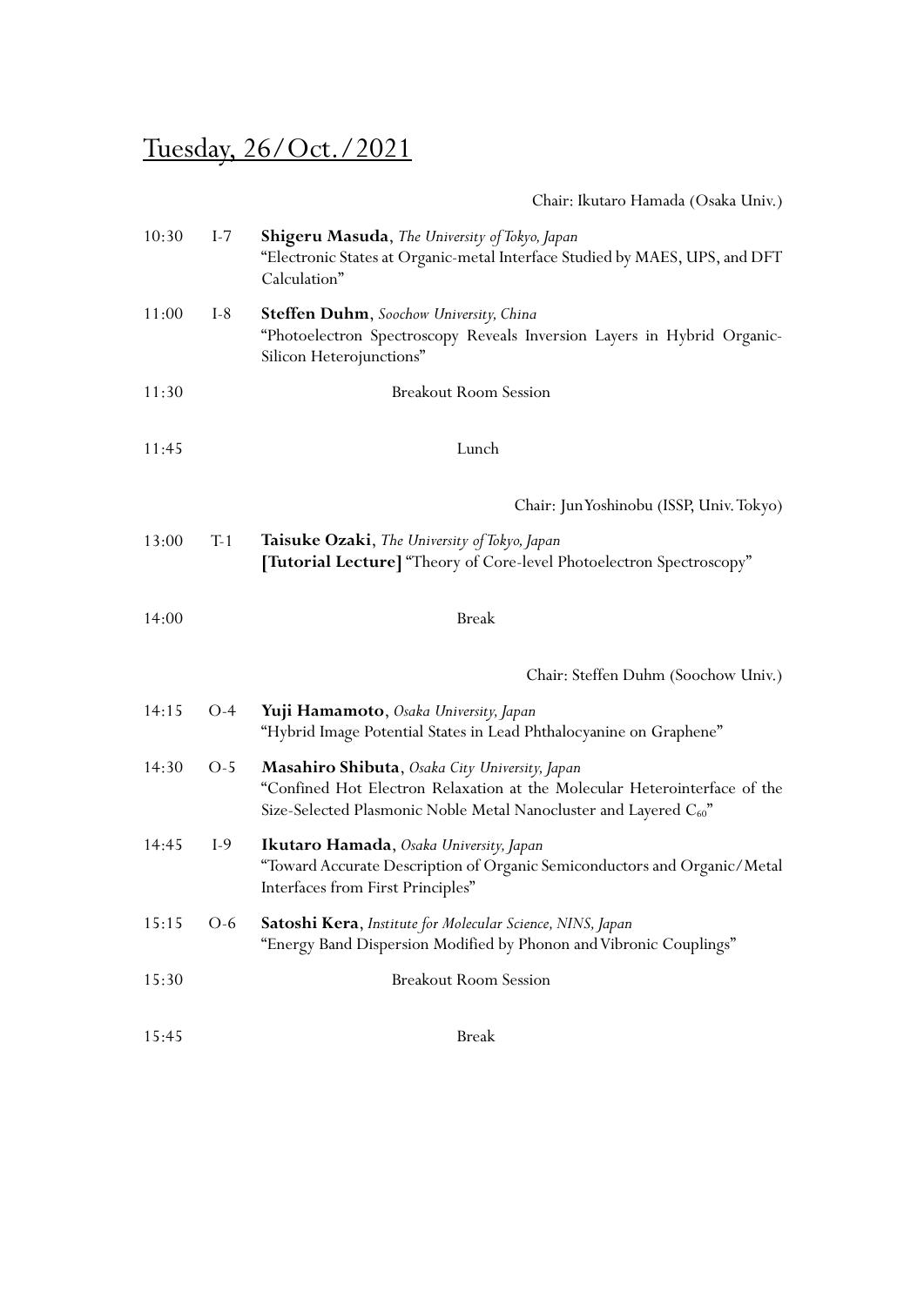## Tuesday, 26/Oct./2021

Chair: Ikutaro Hamada (Osaka Univ.)

10:30 I-7 **Shigeru Masuda**, *The University of Tokyo, Japan*
"Electronic States at Organic-metal Interface Studied by MAES, UPS, and DFT Calculation"

11:00 I-8 **Steffen Duhm**, *Soochow University, China*
"Photoelectron Spectroscopy Reveals Inversion Layers in Hybrid Organic-Silicon Heterojunctions"

11:30 Breakout Room Session

11:45 Lunch

Chair: Jun Yoshinobu (ISSP, Univ. Tokyo)

13:00 T-1 **Taisuke Ozaki**, *The University of Tokyo, Japan*
**[Tutorial Lecture]** "Theory of Core-level Photoelectron Spectroscopy"

14:00 Break

Chair: Steffen Duhm (Soochow Univ.)

14:15 O-4 **Yuji Hamamoto**, *Osaka University, Japan*
"Hybrid Image Potential States in Lead Phthalocyanine on Graphene"

14:30 O-5 **Masahiro Shibuta**, *Osaka City University, Japan*
"Confined Hot Electron Relaxation at the Molecular Heterointerface of the Size-Selected Plasmonic Noble Metal Nanocluster and Layered $C_{60}$"

14:45 I-9 **Ikutaro Hamada**, *Osaka University, Japan*
"Toward Accurate Description of Organic Semiconductors and Organic/Metal Interfaces from First Principles"

15:15 O-6 **Satoshi Kera**, *Institute for Molecular Science, NINS, Japan*
"Energy Band Dispersion Modified by Phonon and Vibronic Couplings"

15:30 Breakout Room Session

15:45 Break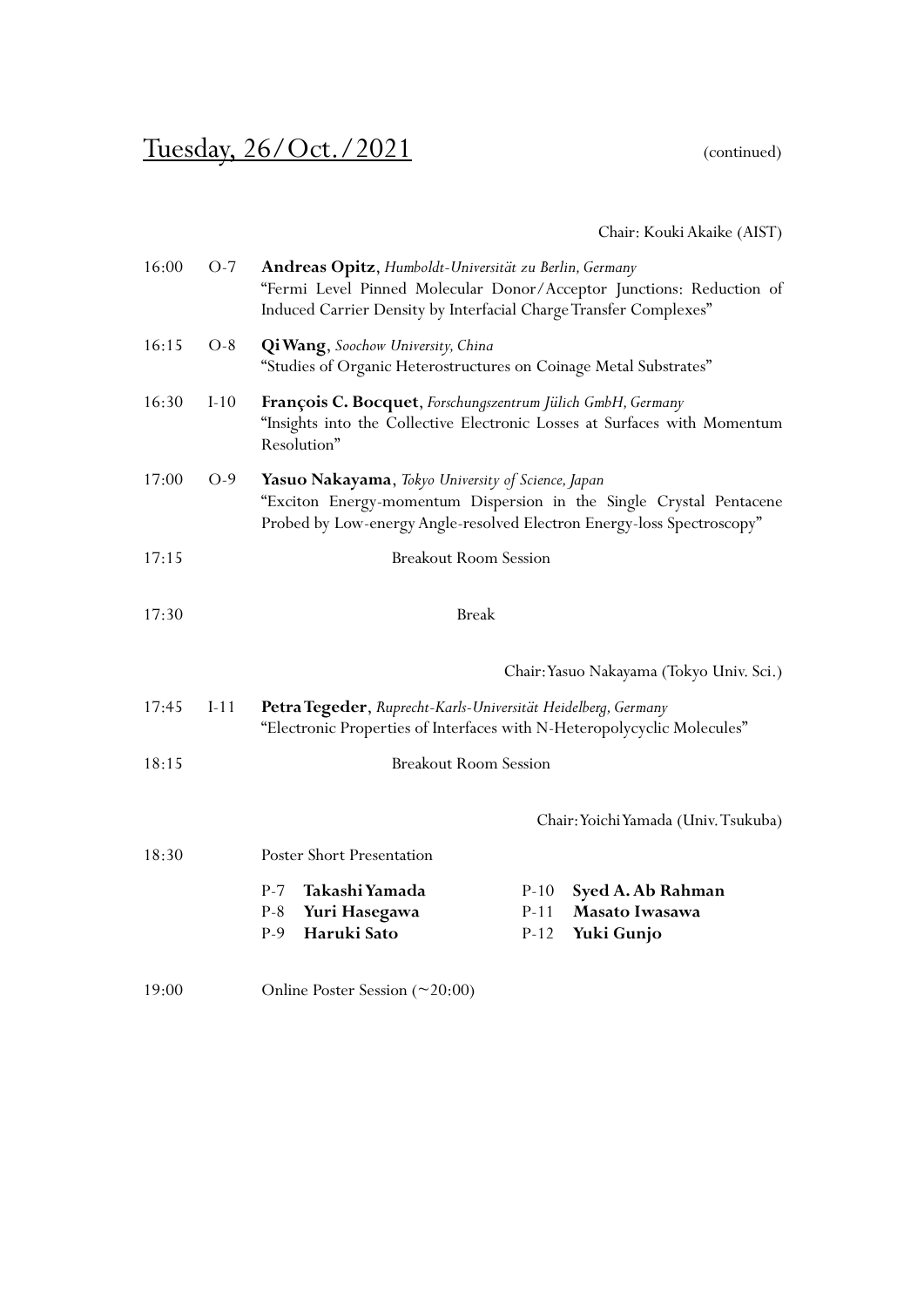## Tuesday, 26/Oct./2021 (continued)

Chair: Kouki Akaike (AIST)

16:00 O-7 **Andreas Opitz**, *Humboldt-Universität zu Berlin, Germany*
"Fermi Level Pinned Molecular Donor/Acceptor Junctions: Reduction of Induced Carrier Density by Interfacial Charge Transfer Complexes"

16:15 O-8 **Qi Wang**, *Soochow University, China*
"Studies of Organic Heterostructures on Coinage Metal Substrates"

16:30 I-10 **François C. Bocquet**, *Forschungszentrum Jülich GmbH, Germany*
"Insights into the Collective Electronic Losses at Surfaces with Momentum Resolution"

17:00 O-9 **Yasuo Nakayama**, *Tokyo University of Science, Japan*
"Exciton Energy-momentum Dispersion in the Single Crystal Pentacene Probed by Low-energy Angle-resolved Electron Energy-loss Spectroscopy"

17:15 Breakout Room Session

17:30 Break

Chair: Yasuo Nakayama (Tokyo Univ. Sci.)

17:45 I-11 **Petra Tegeder**, *Ruprecht-Karls-Universität Heidelberg, Germany*
"Electronic Properties of Interfaces with N-Heteropolycyclic Molecules"

18:15 Breakout Room Session

Chair: Yoichi Yamada (Univ. Tsukuba)

18:30 Poster Short Presentation

- P-7 **Takashi Yamada**
- P-8 **Yuri Hasegawa**
- P-9 **Haruki Sato**
- P-10 **Syed A. Ab Rahman**
- P-11 **Masato Iwasawa**
- P-12 **Yuki Gunjo**

19:00 Online Poster Session (~20:00)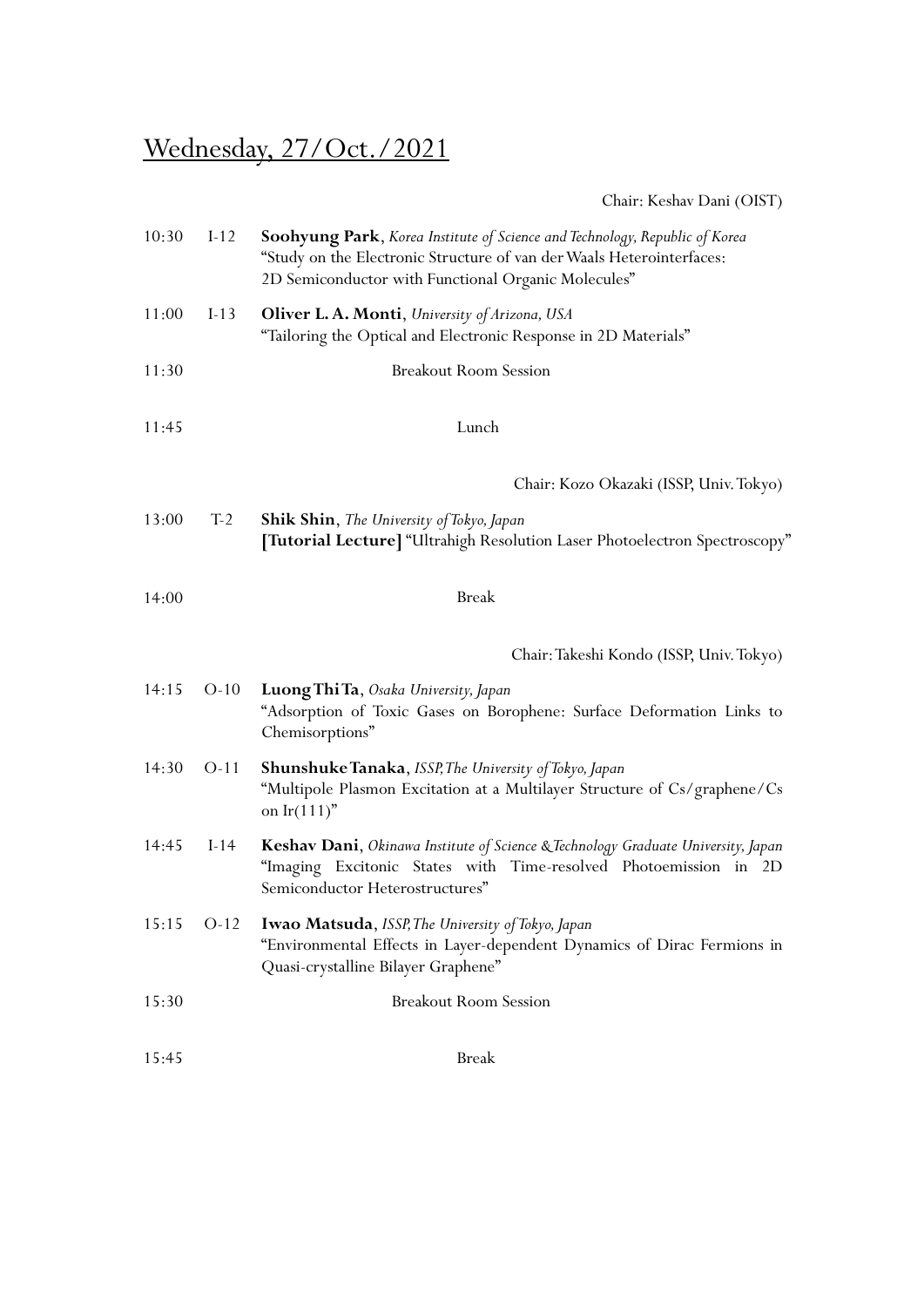## Wednesday, 27/Oct./2021

Chair: Keshav Dani (OIST)

10:30 I-12 **Soohyung Park**, *Korea Institute of Science and Technology, Republic of Korea*
"Study on the Electronic Structure of van der Waals Heterointerfaces: 2D Semiconductor with Functional Organic Molecules"

11:00 I-13 **Oliver L. A. Monti**, *University of Arizona, USA*
"Tailoring the Optical and Electronic Response in 2D Materials"

11:30 Breakout Room Session

11:45 Lunch

Chair: Kozo Okazaki (ISSP, Univ. Tokyo)

13:00 T-2 **Shik Shin**, *The University of Tokyo, Japan*
**[Tutorial Lecture]** "Ultrahigh Resolution Laser Photoelectron Spectroscopy"

14:00 Break

Chair: Takeshi Kondo (ISSP, Univ. Tokyo)

14:15 O-10 **Luong Thi Ta**, *Osaka University, Japan*
"Adsorption of Toxic Gases on Borophene: Surface Deformation Links to Chemisorptions"

14:30 O-11 **Shunshuke Tanaka**, *ISSP, The University of Tokyo, Japan*
"Multipole Plasmon Excitation at a Multilayer Structure of Cs/graphene/Cs on Ir(111)"

14:45 I-14 **Keshav Dani**, *Okinawa Institute of Science & Technology Graduate University, Japan*
"Imaging Excitonic States with Time-resolved Photoemission in 2D Semiconductor Heterostructures"

15:15 O-12 **Iwao Matsuda**, *ISSP, The University of Tokyo, Japan*
"Environmental Effects in Layer-dependent Dynamics of Dirac Fermions in Quasi-crystalline Bilayer Graphene"

15:30 Breakout Room Session

15:45 Break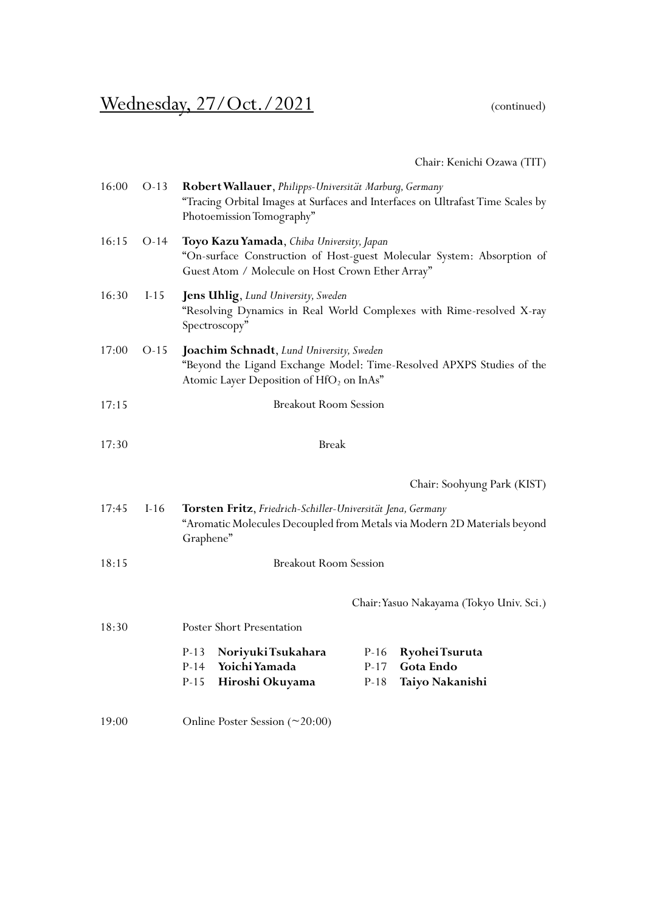## Wednesday, 27/Oct./2021 (continued)

Chair: Kenichi Ozawa (TIT)

16:00 O-13 **Robert Wallauer**, *Philipps-Universität Marburg, Germany*
"Tracing Orbital Images at Surfaces and Interfaces on Ultrafast Time Scales by Photoemission Tomography"

16:15 O-14 **Toyo Kazu Yamada**, *Chiba University, Japan*
"On-surface Construction of Host-guest Molecular System: Absorption of Guest Atom / Molecule on Host Crown Ether Array"

16:30 I-15 **Jens Uhlig**, *Lund University, Sweden*
"Resolving Dynamics in Real World Complexes with Rime-resolved X-ray Spectroscopy"

17:00 O-15 **Joachim Schnadt**, *Lund University, Sweden*
"Beyond the Ligand Exchange Model: Time-Resolved APXPS Studies of the Atomic Layer Deposition of $HfO_2$ on InAs"

17:15 Breakout Room Session

17:30 Break

Chair: Soohyung Park (KIST)

17:45 I-16 **Torsten Fritz**, *Friedrich-Schiller-Universität Jena, Germany*
"Aromatic Molecules Decoupled from Metals via Modern 2D Materials beyond Graphene"

18:15 Breakout Room Session

Chair: Yasuo Nakayama (Tokyo Univ. Sci.)

18:30 Poster Short Presentation

- P-13 **Noriyuki Tsukahara**
- P-14 **Yoichi Yamada**
- P-15 **Hiroshi Okuyama**
- P-16 **Ryohei Tsuruta**
- P-17 **Gota Endo**
- P-18 **Taiyo Nakanishi**

19:00 Online Poster Session (~20:00)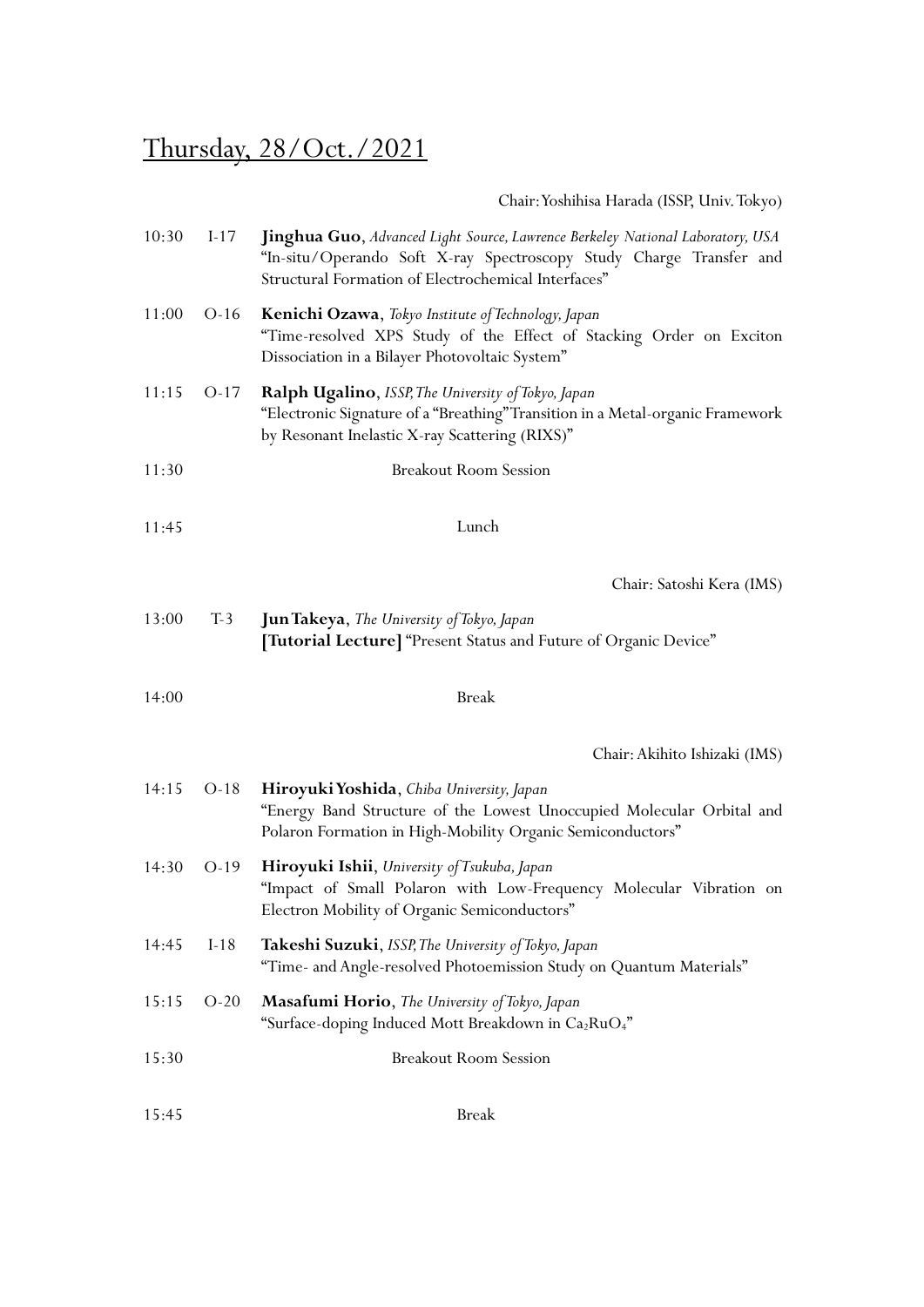# Thursday, 28/Oct./2021

Chair: Yoshihisa Harada (ISSP, Univ. Tokyo)

10:30 I-17 **Jinghua Guo**, *Advanced Light Source, Lawrence Berkeley National Laboratory, USA*
"In-situ/Operando Soft X-ray Spectroscopy Study Charge Transfer and Structural Formation of Electrochemical Interfaces"

11:00 O-16 **Kenichi Ozawa**, *Tokyo Institute of Technology, Japan*
"Time-resolved XPS Study of the Effect of Stacking Order on Exciton Dissociation in a Bilayer Photovoltaic System"

11:15 O-17 **Ralph Ugalino**, *ISSP, The University of Tokyo, Japan*
"Electronic Signature of a "Breathing" Transition in a Metal-organic Framework by Resonant Inelastic X-ray Scattering (RIXS)"

11:30 Breakout Room Session

11:45 Lunch

Chair: Satoshi Kera (IMS)

13:00 T-3 **Jun Takeya**, *The University of Tokyo, Japan*
**[Tutorial Lecture]** "Present Status and Future of Organic Device"

14:00 Break

Chair: Akihito Ishizaki (IMS)

14:15 O-18 **Hiroyuki Yoshida**, *Chiba University, Japan*
"Energy Band Structure of the Lowest Unoccupied Molecular Orbital and Polaron Formation in High-Mobility Organic Semiconductors"

14:30 O-19 **Hiroyuki Ishii**, *University of Tsukuba, Japan*
"Impact of Small Polaron with Low-Frequency Molecular Vibration on Electron Mobility of Organic Semiconductors"

14:45 I-18 **Takeshi Suzuki**, *ISSP, The University of Tokyo, Japan*
"Time- and Angle-resolved Photoemission Study on Quantum Materials"

15:15 O-20 **Masafumi Horio**, *The University of Tokyo, Japan*
"Surface-doping Induced Mott Breakdown in $Ca_2RuO_4$"

15:30 Breakout Room Session

15:45 Break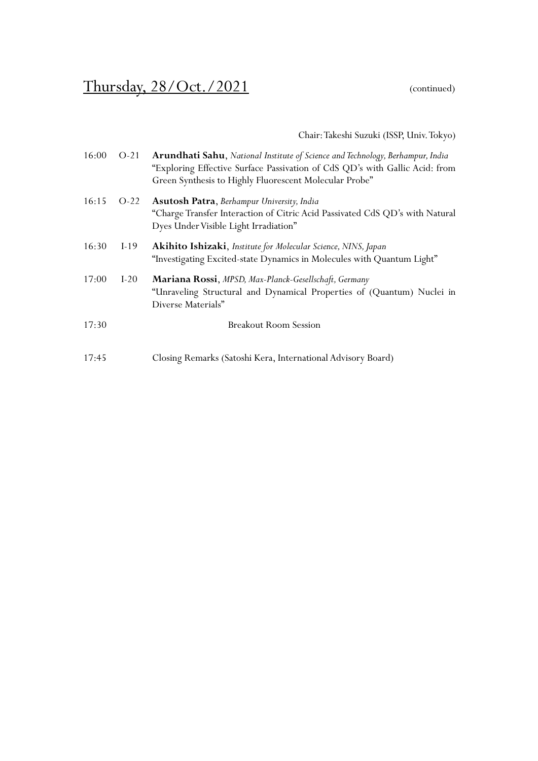## Thursday, 28/Oct./2021 (continued)

Chair: Takeshi Suzuki (ISSP, Univ. Tokyo)

16:00 O-21 **Arundhati Sahu**, *National Institute of Science and Technology, Berhampur, India*
"Exploring Effective Surface Passivation of CdS QD's with Gallic Acid: from Green Synthesis to Highly Fluorescent Molecular Probe"

16:15 O-22 **Asutosh Patra**, *Berhampur University, India*
"Charge Transfer Interaction of Citric Acid Passivated CdS QD's with Natural Dyes Under Visible Light Irradiation"

16:30 I-19 **Akihito Ishizaki**, *Institute for Molecular Science, NINS, Japan*
"Investigating Excited-state Dynamics in Molecules with Quantum Light"

17:00 I-20 **Mariana Rossi**, *MPSD, Max-Planck-Gesellschaft, Germany*
"Unraveling Structural and Dynamical Properties of (Quantum) Nuclei in Diverse Materials"

17:30 Breakout Room Session

17:45 Closing Remarks (Satoshi Kera, International Advisory Board)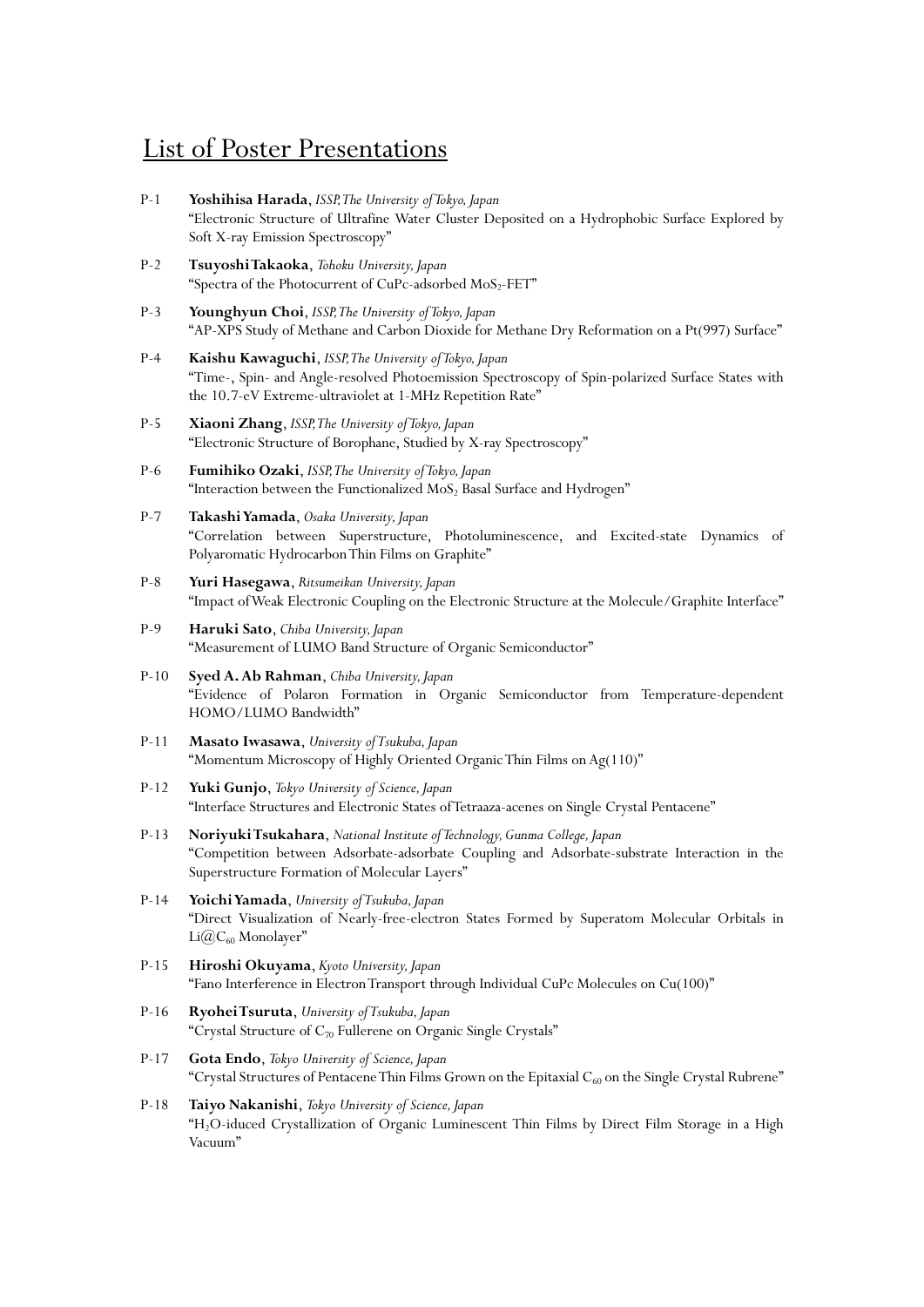# List of Poster Presentations

P-1 **Yoshihisa Harada**, *ISSP, The University of Tokyo, Japan*
"Electronic Structure of Ultrafine Water Cluster Deposited on a Hydrophobic Surface Explored by Soft X-ray Emission Spectroscopy"

P-2 **Tsuyoshi Takaoka**, *Tohoku University, Japan*
"Spectra of the Photocurrent of CuPc-adsorbed $MoS_2$-FET"

P-3 **Younghyun Choi**, *ISSP, The University of Tokyo, Japan*
"AP-XPS Study of Methane and Carbon Dioxide for Methane Dry Reformation on a Pt(997) Surface"

P-4 **Kaishu Kawaguchi**, *ISSP, The University of Tokyo, Japan*
"Time-, Spin- and Angle-resolved Photoemission Spectroscopy of Spin-polarized Surface States with the 10.7-eV Extreme-ultraviolet at 1-MHz Repetition Rate"

P-5 **Xiaoni Zhang**, *ISSP, The University of Tokyo, Japan*
"Electronic Structure of Borophane, Studied by X-ray Spectroscopy"

P-6 **Fumihiko Ozaki**, *ISSP, The University of Tokyo, Japan*
"Interaction between the Functionalized $MoS_2$ Basal Surface and Hydrogen"

P-7 **Takashi Yamada**, *Osaka University, Japan*
"Correlation between Superstructure, Photoluminescence, and Excited-state Dynamics of Polyaromatic Hydrocarbon Thin Films on Graphite"

P-8 **Yuri Hasegawa**, *Ritsumeikan University, Japan*
"Impact of Weak Electronic Coupling on the Electronic Structure at the Molecule/Graphite Interface"

P-9 **Haruki Sato**, *Chiba University, Japan*
"Measurement of LUMO Band Structure of Organic Semiconductor"

P-10 **Syed A. Ab Rahman**, *Chiba University, Japan*
"Evidence of Polaron Formation in Organic Semiconductor from Temperature-dependent HOMO/LUMO Bandwidth"

P-11 **Masato Iwasawa**, *University of Tsukuba, Japan*
"Momentum Microscopy of Highly Oriented Organic Thin Films on Ag(110)"

P-12 **Yuki Gunjo**, *Tokyo University of Science, Japan*
"Interface Structures and Electronic States of Tetraaza-acenes on Single Crystal Pentacene"

P-13 **Noriyuki Tsukahara**, *National Institute of Technology, Gunma College, Japan*
"Competition between Adsorbate-adsorbate Coupling and Adsorbate-substrate Interaction in the Superstructure Formation of Molecular Layers"

P-14 **Yoichi Yamada**, *University of Tsukuba, Japan*
"Direct Visualization of Nearly-free-electron States Formed by Superatom Molecular Orbitals in $Li@C_{60}$ Monolayer"

P-15 **Hiroshi Okuyama**, *Kyoto University, Japan*
"Fano Interference in Electron Transport through Individual CuPc Molecules on Cu(100)"

P-16 **Ryohei Tsuruta**, *University of Tsukuba, Japan*
"Crystal Structure of $C_{70}$ Fullerene on Organic Single Crystals"

P-17 **Gota Endo**, *Tokyo University of Science, Japan*
"Crystal Structures of Pentacene Thin Films Grown on the Epitaxial $C_{60}$ on the Single Crystal Rubrene"

P-18 **Taiyo Nakanishi**, *Tokyo University of Science, Japan*
"$H_2O$-iduced Crystallization of Organic Luminescent Thin Films by Direct Film Storage in a High Vacuum"